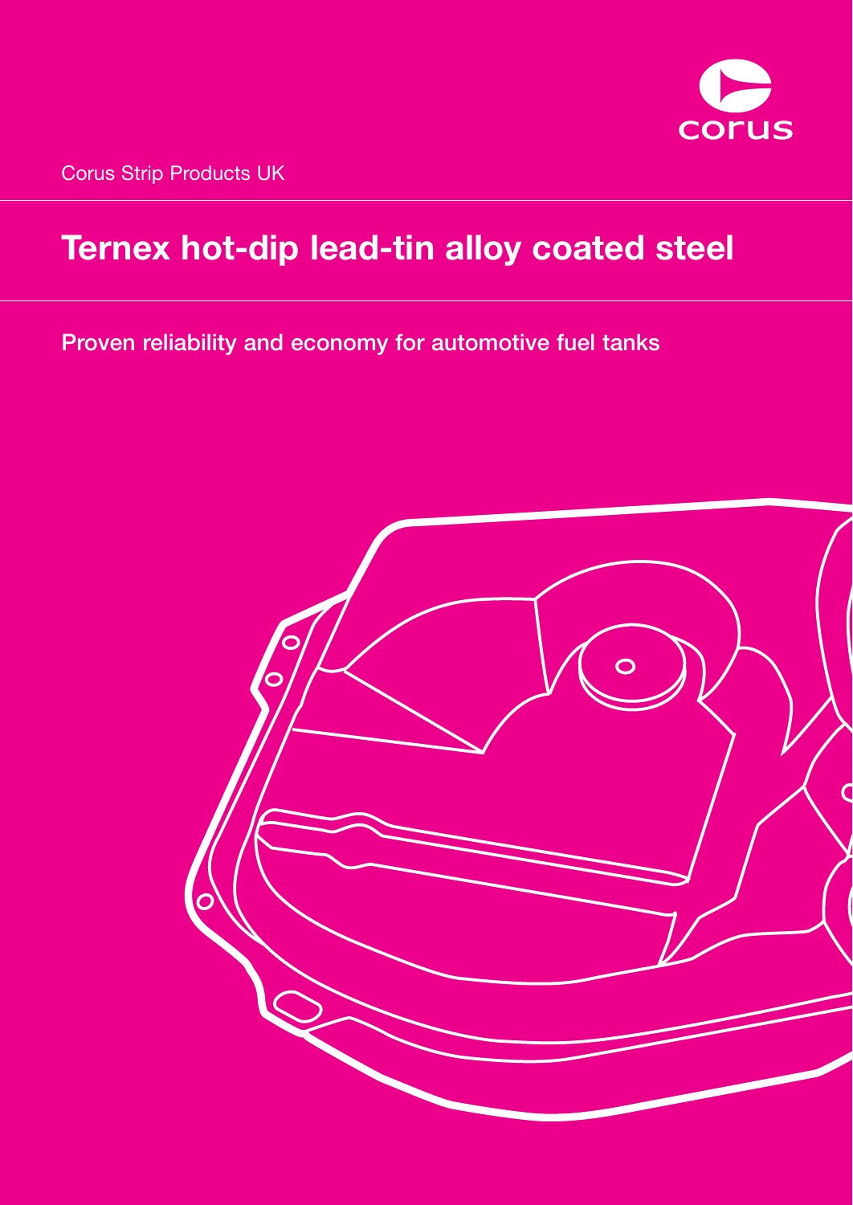corus

Corus Strip Products UK

# Ternex hot-dip lead-tin alloy coated steel

## Proven reliability and economy for automotive fuel tanks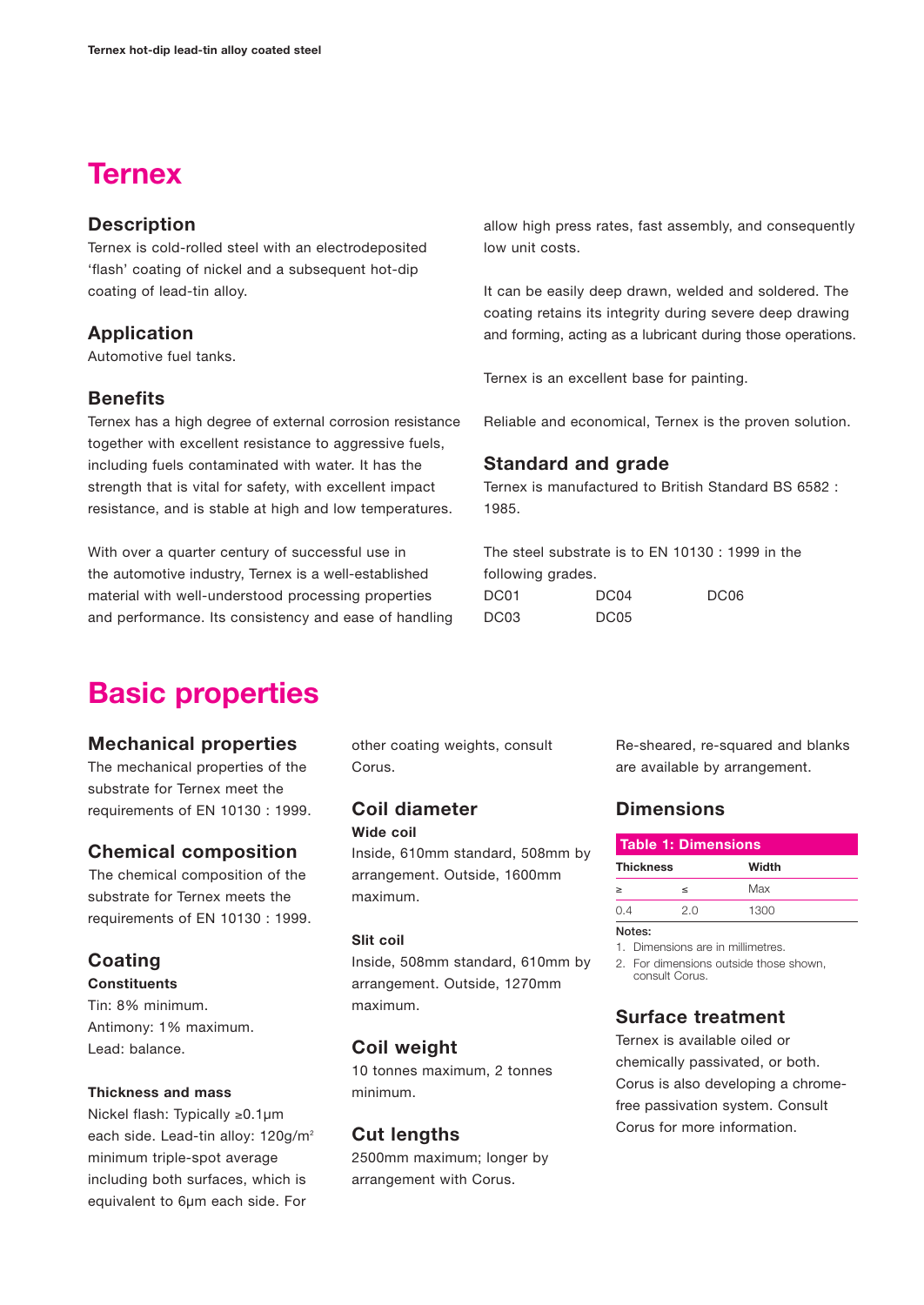# Ternex

## Description

Ternex is cold-rolled steel with an electrodeposited 'flash' coating of nickel and a subsequent hot-dip coating of lead-tin alloy.

## Application

Automotive fuel tanks.

## Benefits

Ternex has a high degree of external corrosion resistance together with excellent resistance to aggressive fuels, including fuels contaminated with water. It has the strength that is vital for safety, with excellent impact resistance, and is stable at high and low temperatures.

With over a quarter century of successful use in the automotive industry, Ternex is a well-established material with well-understood processing properties and performance. Its consistency and ease of handling allow high press rates, fast assembly, and consequently low unit costs.

It can be easily deep drawn, welded and soldered. The coating retains its integrity during severe deep drawing and forming, acting as a lubricant during those operations.

Ternex is an excellent base for painting.

Reliable and economical, Ternex is the proven solution.

## Standard and grade

Ternex is manufactured to British Standard BS 6582 : 1985.

The steel substrate is to EN 10130 : 1999 in the following grades.

DC01 DC04 DC06
DC03 DC05

# Basic properties

## Mechanical properties

The mechanical properties of the substrate for Ternex meet the requirements of EN 10130 : 1999.

## Chemical composition

The chemical composition of the substrate for Ternex meets the requirements of EN 10130 : 1999.

## Coating

**Constituents**

Tin: 8% minimum.
Antimony: 1% maximum.
Lead: balance.

**Thickness and mass**

Nickel flash: Typically ≥0.1µm each side. Lead-tin alloy: 120g/m$^2$ minimum triple-spot average including both surfaces, which is equivalent to 6µm each side. For other coating weights, consult Corus.

## Coil diameter

**Wide coil**

Inside, 610mm standard, 508mm by arrangement. Outside, 1600mm maximum.

**Slit coil**

Inside, 508mm standard, 610mm by arrangement. Outside, 1270mm maximum.

## Coil weight

10 tonnes maximum, 2 tonnes minimum.

## Cut lengths

2500mm maximum; longer by arrangement with Corus.

Re-sheared, re-squared and blanks are available by arrangement.

## Dimensions

**Table 1: Dimensions**

| Thickness | | Width |
|---|---|---|
| ≥ | ≤ | Max |
| 0.4 | 2.0 | 1300 |

Notes:

1. Dimensions are in millimetres.
2. For dimensions outside those shown, consult Corus.

## Surface treatment

Ternex is available oiled or chemically passivated, or both. Corus is also developing a chrome-free passivation system. Consult Corus for more information.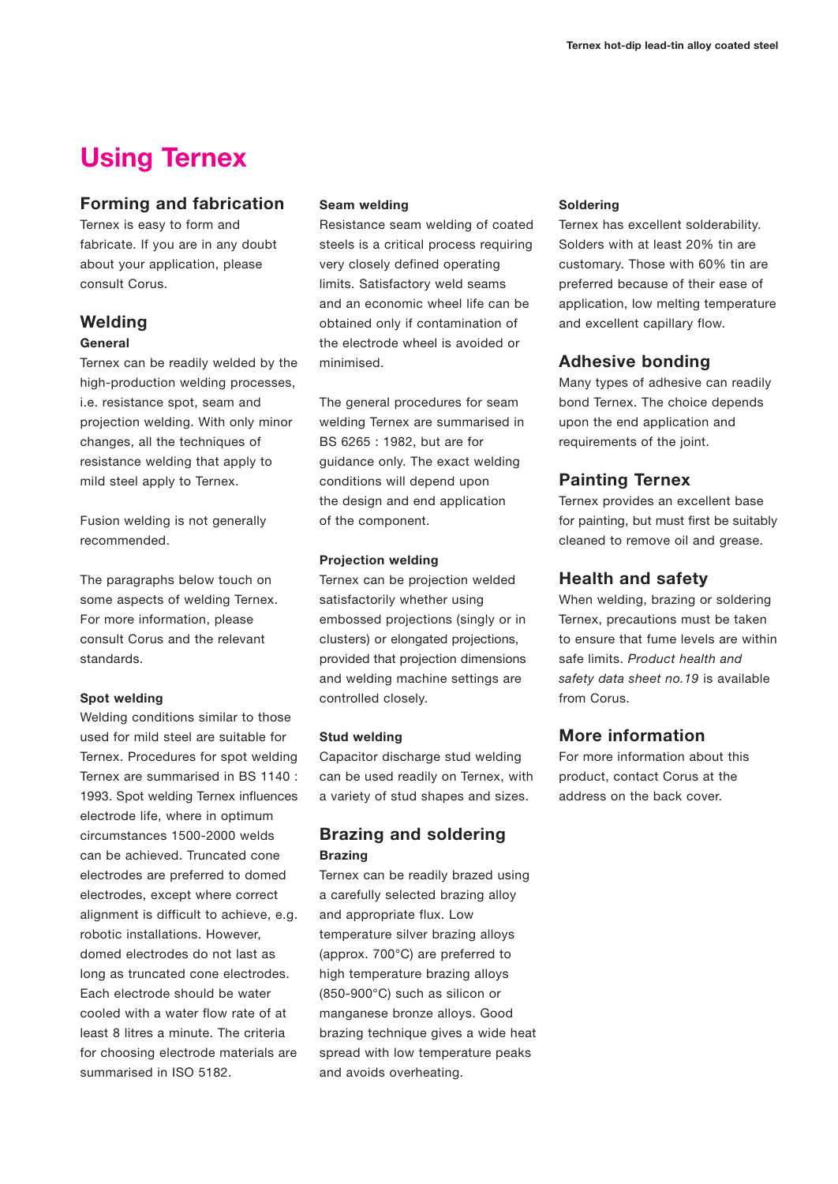# Using Ternex

## Forming and fabrication

Ternex is easy to form and fabricate. If you are in any doubt about your application, please consult Corus.

## Welding

### General

Ternex can be readily welded by the high-production welding processes, i.e. resistance spot, seam and projection welding. With only minor changes, all the techniques of resistance welding that apply to mild steel apply to Ternex.

Fusion welding is not generally recommended.

The paragraphs below touch on some aspects of welding Ternex. For more information, please consult Corus and the relevant standards.

### Spot welding

Welding conditions similar to those used for mild steel are suitable for Ternex. Procedures for spot welding Ternex are summarised in BS 1140 : 1993. Spot welding Ternex influences electrode life, where in optimum circumstances 1500-2000 welds can be achieved. Truncated cone electrodes are preferred to domed electrodes, except where correct alignment is difficult to achieve, e.g. robotic installations. However, domed electrodes do not last as long as truncated cone electrodes. Each electrode should be water cooled with a water flow rate of at least 8 litres a minute. The criteria for choosing electrode materials are summarised in ISO 5182.

### Seam welding

Resistance seam welding of coated steels is a critical process requiring very closely defined operating limits. Satisfactory weld seams and an economic wheel life can be obtained only if contamination of the electrode wheel is avoided or minimised.

The general procedures for seam welding Ternex are summarised in BS 6265 : 1982, but are for guidance only. The exact welding conditions will depend upon the design and end application of the component.

### Projection welding

Ternex can be projection welded satisfactorily whether using embossed projections (singly or in clusters) or elongated projections, provided that projection dimensions and welding machine settings are controlled closely.

### Stud welding

Capacitor discharge stud welding can be used readily on Ternex, with a variety of stud shapes and sizes.

## Brazing and soldering

### Brazing

Ternex can be readily brazed using a carefully selected brazing alloy and appropriate flux. Low temperature silver brazing alloys (approx. 700°C) are preferred to high temperature brazing alloys (850-900°C) such as silicon or manganese bronze alloys. Good brazing technique gives a wide heat spread with low temperature peaks and avoids overheating.

### Soldering

Ternex has excellent solderability. Solders with at least 20% tin are customary. Those with 60% tin are preferred because of their ease of application, low melting temperature and excellent capillary flow.

## Adhesive bonding

Many types of adhesive can readily bond Ternex. The choice depends upon the end application and requirements of the joint.

## Painting Ternex

Ternex provides an excellent base for painting, but must first be suitably cleaned to remove oil and grease.

## Health and safety

When welding, brazing or soldering Ternex, precautions must be taken to ensure that fume levels are within safe limits. *Product health and safety data sheet no.19* is available from Corus.

## More information

For more information about this product, contact Corus at the address on the back cover.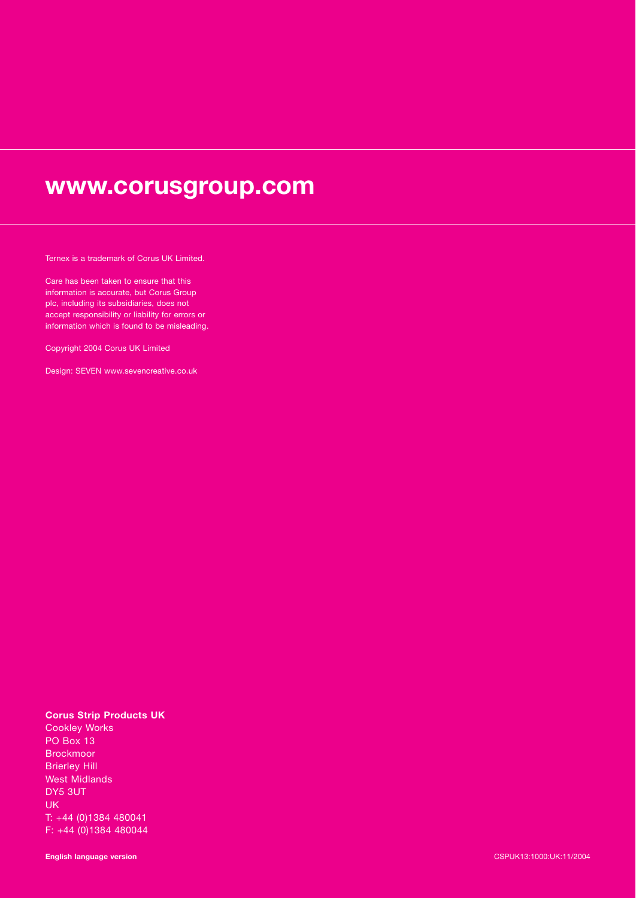# www.corusgroup.com

Ternex is a trademark of Corus UK Limited.

Care has been taken to ensure that this information is accurate, but Corus Group plc, including its subsidiaries, does not accept responsibility or liability for errors or information which is found to be misleading.

Copyright 2004 Corus UK Limited

Design: SEVEN www.sevencreative.co.uk

**Corus Strip Products UK**
Cookley Works
PO Box 13
Brockmoor
Brierley Hill
West Midlands
DY5 3UT
UK
T: +44 (0)1384 480041
F: +44 (0)1384 480044

**English language version**

CSPUK13:1000:UK:11/2004